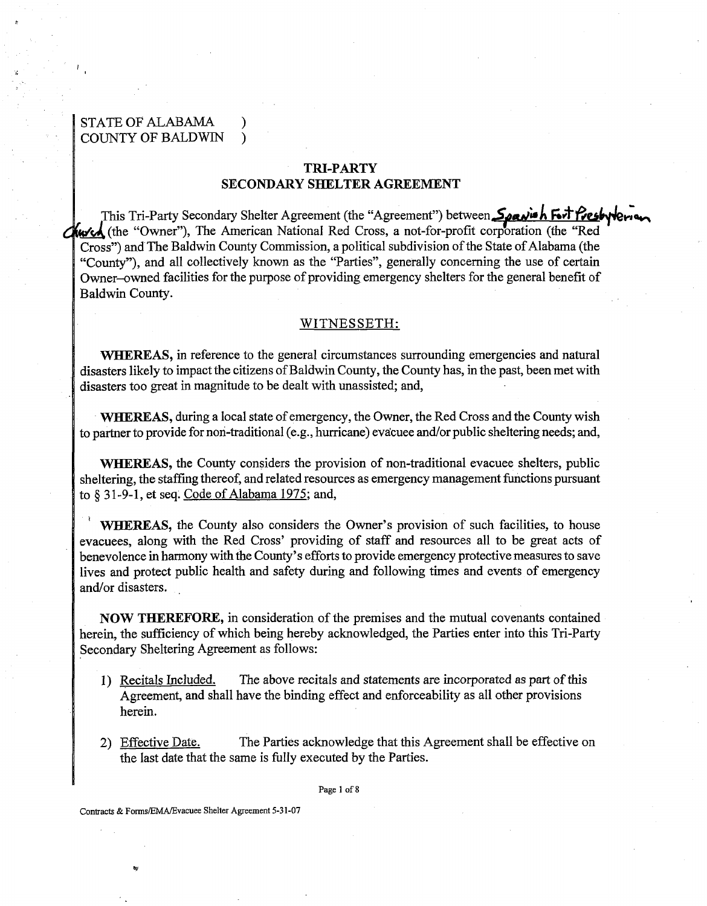STATE OF ALABAMA )
COUNTY OF BALDWIN )

**TRI-PARTY**
**SECONDARY SHELTER AGREEMENT**

This Tri-Party Secondary Shelter Agreement (the "Agreement") between Spanish Fort Presbyterian Church (the "Owner"), The American National Red Cross, a not-for-profit corporation (the "Red Cross") and The Baldwin County Commission, a political subdivision of the State of Alabama (the "County"), and all collectively known as the "Parties", generally concerning the use of certain Owner–owned facilities for the purpose of providing emergency shelters for the general benefit of Baldwin County.

WITNESSETH:

**WHEREAS,** in reference to the general circumstances surrounding emergencies and natural disasters likely to impact the citizens of Baldwin County, the County has, in the past, been met with disasters too great in magnitude to be dealt with unassisted; and,

**WHEREAS,** during a local state of emergency, the Owner, the Red Cross and the County wish to partner to provide for non-traditional (e.g., hurricane) evacuee and/or public sheltering needs; and,

**WHEREAS,** the County considers the provision of non-traditional evacuee shelters, public sheltering, the staffing thereof, and related resources as emergency management functions pursuant to § 31-9-1, et seq. Code of Alabama 1975; and,

**WHEREAS,** the County also considers the Owner's provision of such facilities, to house evacuees, along with the Red Cross' providing of staff and resources all to be great acts of benevolence in harmony with the County's efforts to provide emergency protective measures to save lives and protect public health and safety during and following times and events of emergency and/or disasters.

**NOW THEREFORE,** in consideration of the premises and the mutual covenants contained herein, the sufficiency of which being hereby acknowledged, the Parties enter into this Tri-Party Secondary Sheltering Agreement as follows:

1) Recitals Included. The above recitals and statements are incorporated as part of this Agreement, and shall have the binding effect and enforceability as all other provisions herein.

2) Effective Date. The Parties acknowledge that this Agreement shall be effective on the last date that the same is fully executed by the Parties.

Contracts & Forms/EMA/Evacuee Shelter Agreement 5-31-07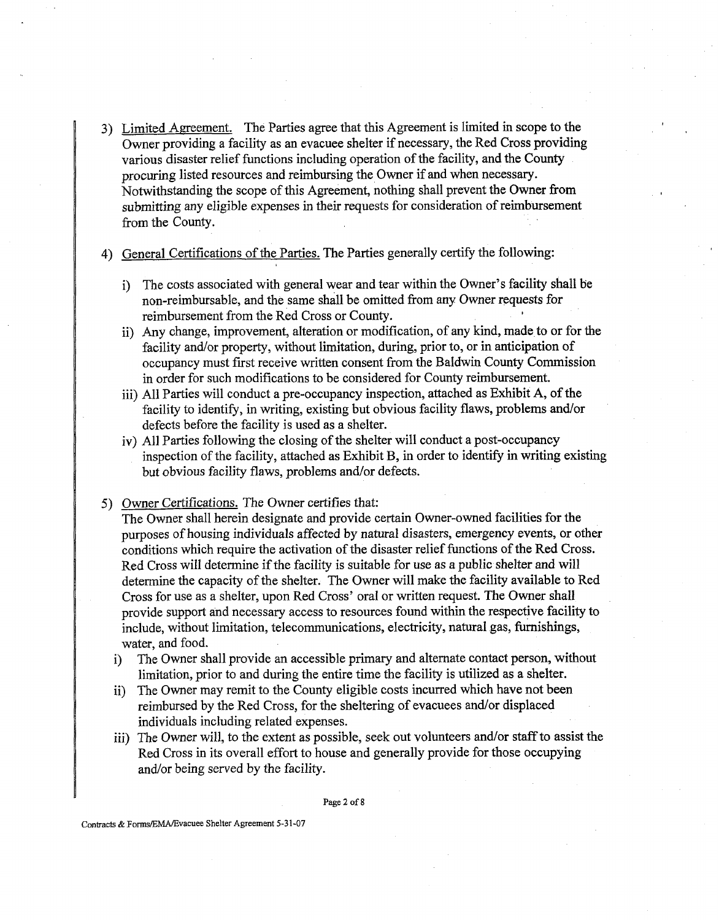3) <u>Limited Agreement.</u> The Parties agree that this Agreement is limited in scope to the Owner providing a facility as an evacuee shelter if necessary, the Red Cross providing various disaster relief functions including operation of the facility, and the County procuring listed resources and reimbursing the Owner if and when necessary. Notwithstanding the scope of this Agreement, nothing shall prevent the Owner from submitting any eligible expenses in their requests for consideration of reimbursement from the County.

4) <u>General Certifications of the Parties.</u> The Parties generally certify the following:

   i) The costs associated with general wear and tear within the Owner's facility shall be non-reimbursable, and the same shall be omitted from any Owner requests for reimbursement from the Red Cross or County.
   
   ii) Any change, improvement, alteration or modification, of any kind, made to or for the facility and/or property, without limitation, during, prior to, or in anticipation of occupancy must first receive written consent from the Baldwin County Commission in order for such modifications to be considered for County reimbursement.
   
   iii) All Parties will conduct a pre-occupancy inspection, attached as Exhibit A, of the facility to identify, in writing, existing but obvious facility flaws, problems and/or defects before the facility is used as a shelter.
   
   iv) All Parties following the closing of the shelter will conduct a post-occupancy inspection of the facility, attached as Exhibit B, in order to identify in writing existing but obvious facility flaws, problems and/or defects.

5) <u>Owner Certifications.</u> The Owner certifies that:

   The Owner shall herein designate and provide certain Owner-owned facilities for the purposes of housing individuals affected by natural disasters, emergency events, or other conditions which require the activation of the disaster relief functions of the Red Cross. Red Cross will determine if the facility is suitable for use as a public shelter and will determine the capacity of the shelter. The Owner will make the facility available to Red Cross for use as a shelter, upon Red Cross' oral or written request. The Owner shall provide support and necessary access to resources found within the respective facility to include, without limitation, telecommunications, electricity, natural gas, furnishings, water, and food.

   i) The Owner shall provide an accessible primary and alternate contact person, without limitation, prior to and during the entire time the facility is utilized as a shelter.
   
   ii) The Owner may remit to the County eligible costs incurred which have not been reimbursed by the Red Cross, for the sheltering of evacuees and/or displaced individuals including related expenses.
   
   iii) The Owner will, to the extent as possible, seek out volunteers and/or staff to assist the Red Cross in its overall effort to house and generally provide for those occupying and/or being served by the facility.

Contracts & Forms/EMA/Evacuee Shelter Agreement 5-31-07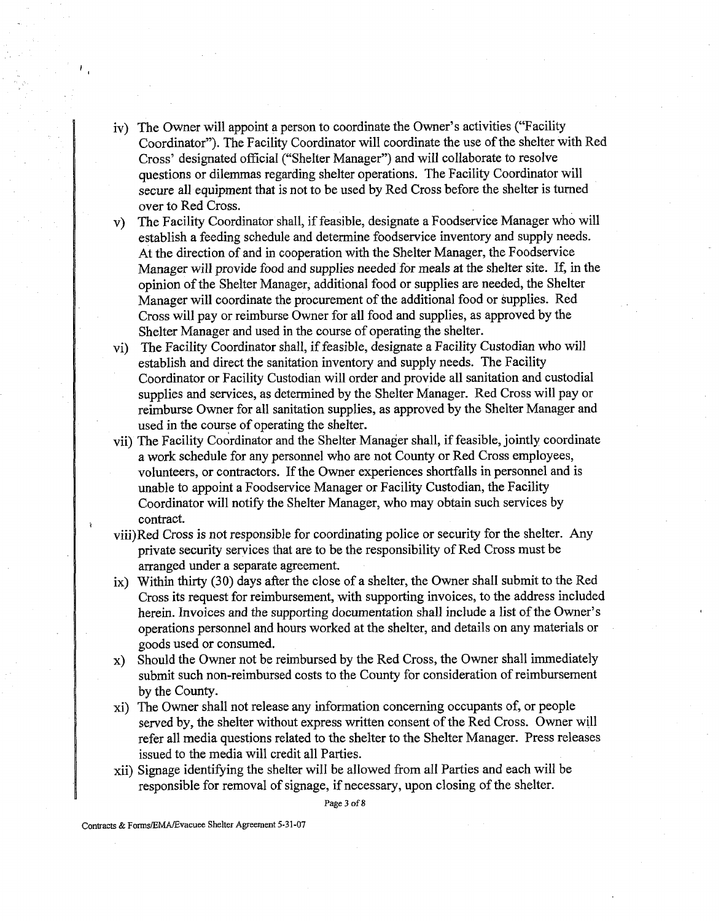iv) The Owner will appoint a person to coordinate the Owner's activities ("Facility Coordinator"). The Facility Coordinator will coordinate the use of the shelter with Red Cross' designated official ("Shelter Manager") and will collaborate to resolve questions or dilemmas regarding shelter operations. The Facility Coordinator will secure all equipment that is not to be used by Red Cross before the shelter is turned over to Red Cross.

v) The Facility Coordinator shall, if feasible, designate a Foodservice Manager who will establish a feeding schedule and determine foodservice inventory and supply needs. At the direction of and in cooperation with the Shelter Manager, the Foodservice Manager will provide food and supplies needed for meals at the shelter site. If, in the opinion of the Shelter Manager, additional food or supplies are needed, the Shelter Manager will coordinate the procurement of the additional food or supplies. Red Cross will pay or reimburse Owner for all food and supplies, as approved by the Shelter Manager and used in the course of operating the shelter.

vi) The Facility Coordinator shall, if feasible, designate a Facility Custodian who will establish and direct the sanitation inventory and supply needs. The Facility Coordinator or Facility Custodian will order and provide all sanitation and custodial supplies and services, as determined by the Shelter Manager. Red Cross will pay or reimburse Owner for all sanitation supplies, as approved by the Shelter Manager and used in the course of operating the shelter.

vii) The Facility Coordinator and the Shelter Manager shall, if feasible, jointly coordinate a work schedule for any personnel who are not County or Red Cross employees, volunteers, or contractors. If the Owner experiences shortfalls in personnel and is unable to appoint a Foodservice Manager or Facility Custodian, the Facility Coordinator will notify the Shelter Manager, who may obtain such services by contract.

viii) Red Cross is not responsible for coordinating police or security for the shelter. Any private security services that are to be the responsibility of Red Cross must be arranged under a separate agreement.

ix) Within thirty (30) days after the close of a shelter, the Owner shall submit to the Red Cross its request for reimbursement, with supporting invoices, to the address included herein. Invoices and the supporting documentation shall include a list of the Owner's operations personnel and hours worked at the shelter, and details on any materials or goods used or consumed.

x) Should the Owner not be reimbursed by the Red Cross, the Owner shall immediately submit such non-reimbursed costs to the County for consideration of reimbursement by the County.

xi) The Owner shall not release any information concerning occupants of, or people served by, the shelter without express written consent of the Red Cross. Owner will refer all media questions related to the shelter to the Shelter Manager. Press releases issued to the media will credit all Parties.

xii) Signage identifying the shelter will be allowed from all Parties and each will be responsible for removal of signage, if necessary, upon closing of the shelter.

Contracts & Forms/EMA/Evacuee Shelter Agreement 5-31-07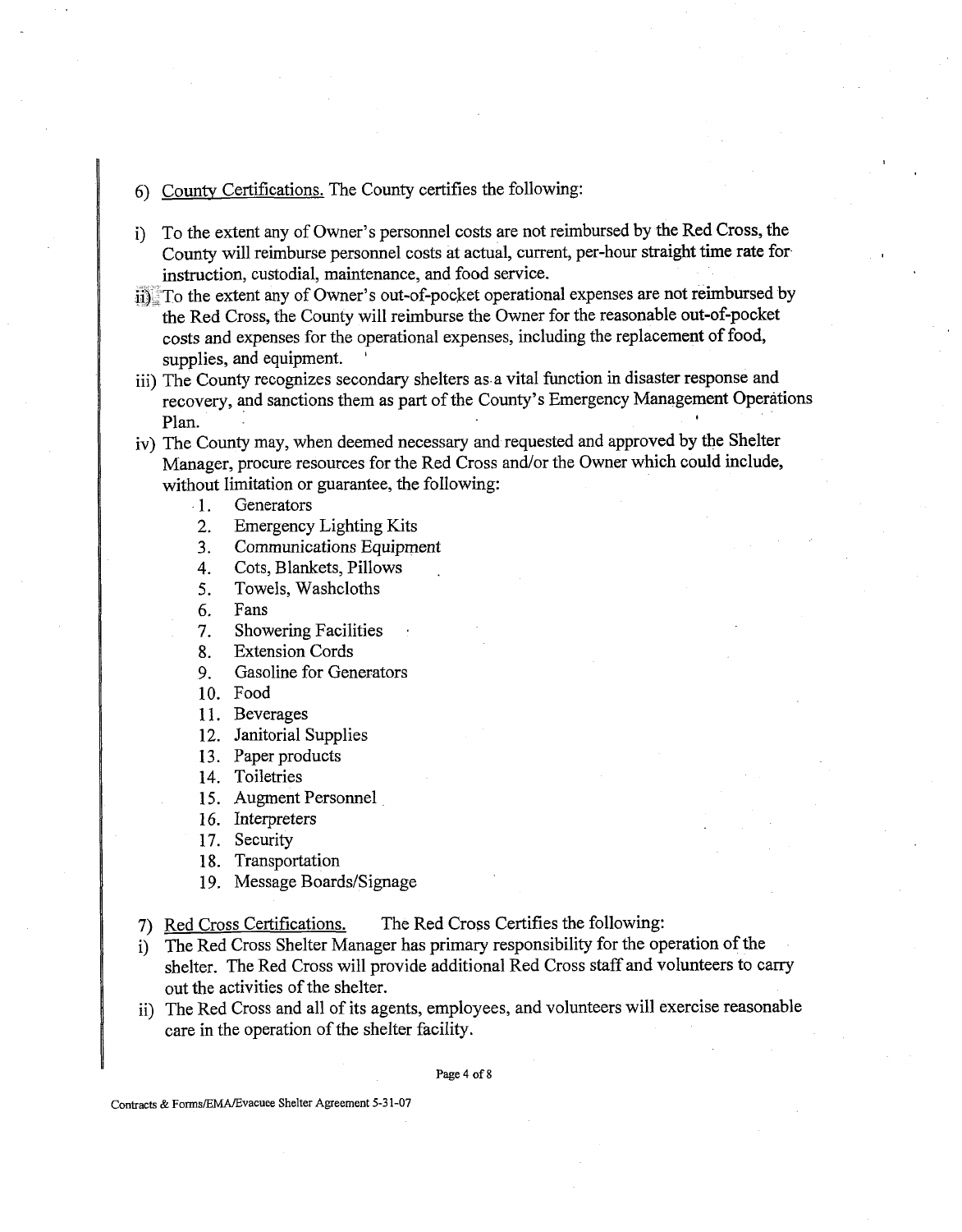6) <u>County Certifications.</u> The County certifies the following:

i) To the extent any of Owner's personnel costs are not reimbursed by the Red Cross, the County will reimburse personnel costs at actual, current, per-hour straight time rate for instruction, custodial, maintenance, and food service.

ii) To the extent any of Owner's out-of-pocket operational expenses are not reimbursed by the Red Cross, the County will reimburse the Owner for the reasonable out-of-pocket costs and expenses for the operational expenses, including the replacement of food, supplies, and equipment.

iii) The County recognizes secondary shelters as a vital function in disaster response and recovery, and sanctions them as part of the County's Emergency Management Operations Plan.

iv) The County may, when deemed necessary and requested and approved by the Shelter Manager, procure resources for the Red Cross and/or the Owner which could include, without limitation or guarantee, the following:

1. Generators
2. Emergency Lighting Kits
3. Communications Equipment
4. Cots, Blankets, Pillows
5. Towels, Washcloths
6. Fans
7. Showering Facilities
8. Extension Cords
9. Gasoline for Generators
10. Food
11. Beverages
12. Janitorial Supplies
13. Paper products
14. Toiletries
15. Augment Personnel
16. Interpreters
17. Security
18. Transportation
19. Message Boards/Signage

7) <u>Red Cross Certifications.</u> The Red Cross Certifies the following:

i) The Red Cross Shelter Manager has primary responsibility for the operation of the shelter. The Red Cross will provide additional Red Cross staff and volunteers to carry out the activities of the shelter.

ii) The Red Cross and all of its agents, employees, and volunteers will exercise reasonable care in the operation of the shelter facility.

Contracts & Forms/EMA/Evacuee Shelter Agreement 5-31-07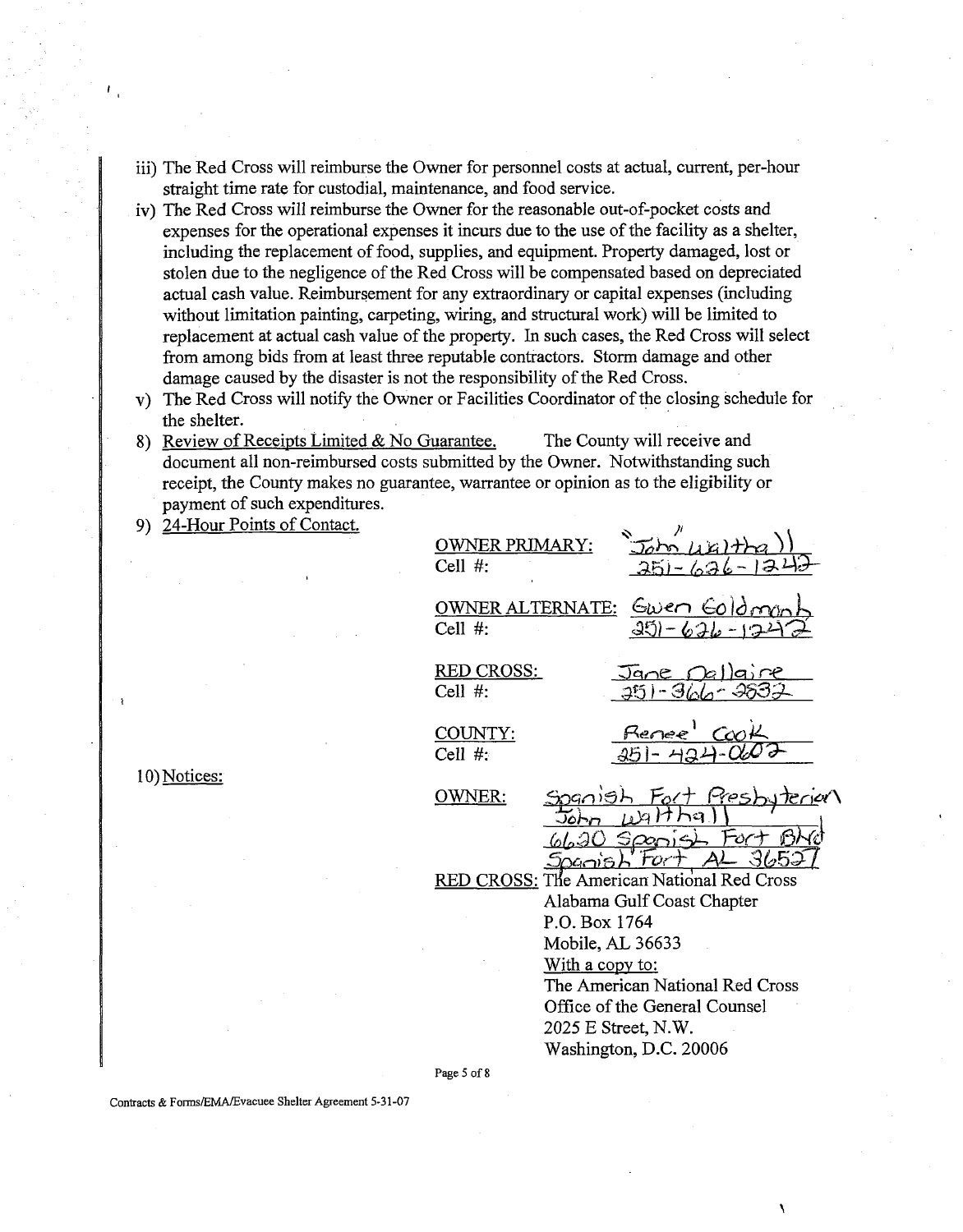iii) The Red Cross will reimburse the Owner for personnel costs at actual, current, per-hour straight time rate for custodial, maintenance, and food service.

iv) The Red Cross will reimburse the Owner for the reasonable out-of-pocket costs and expenses for the operational expenses it incurs due to the use of the facility as a shelter, including the replacement of food, supplies, and equipment. Property damaged, lost or stolen due to the negligence of the Red Cross will be compensated based on depreciated actual cash value. Reimbursement for any extraordinary or capital expenses (including without limitation painting, carpeting, wiring, and structural work) will be limited to replacement at actual cash value of the property. In such cases, the Red Cross will select from among bids from at least three reputable contractors. Storm damage and other damage caused by the disaster is not the responsibility of the Red Cross.

v) The Red Cross will notify the Owner or Facilities Coordinator of the closing schedule for the shelter.

8) Review of Receipts Limited & No Guarantee. The County will receive and document all non-reimbursed costs submitted by the Owner. Notwithstanding such receipt, the County makes no guarantee, warrantee or opinion as to the eligibility or payment of such expenditures.

9) 24-Hour Points of Contact.

OWNER PRIMARY: John Walthall
Cell #: 251-626-1242

OWNER ALTERNATE: Gwen Goldman
Cell #: 251-626-1242

RED CROSS: Jane Dellaire
Cell #: 251-366-2632

COUNTY: Renee' Cook
Cell #: 251-424-0602

10) Notices:

OWNER: Spanish Fort Presbyterian
John Walthall
6620 Spanish Fort Blvd
Spanish Fort AL 36527

RED CROSS: The American National Red Cross
Alabama Gulf Coast Chapter
P.O. Box 1764
Mobile, AL 36633
With a copy to:
The American National Red Cross
Office of the General Counsel
2025 E Street, N.W.
Washington, D.C. 20006

Contracts & Forms/EMA/Evacuee Shelter Agreement 5-31-07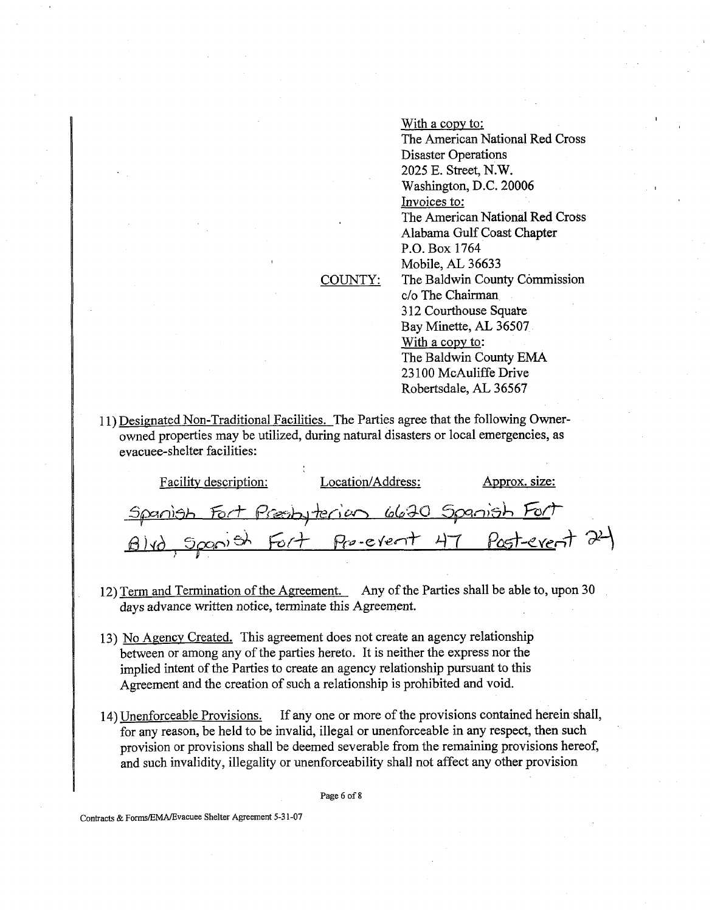With a copy to:
The American National Red Cross
Disaster Operations
2025 E. Street, N.W.
Washington, D.C. 20006

Invoices to:
The American National Red Cross
Alabama Gulf Coast Chapter
P.O. Box 1764
Mobile, AL 36633

COUNTY: The Baldwin County Commission
c/o The Chairman
312 Courthouse Square
Bay Minette, AL 36507

With a copy to:
The Baldwin County EMA
23100 McAuliffe Drive
Robertsdale, AL 36567

11) Designated Non-Traditional Facilities. The Parties agree that the following Owner-owned properties may be utilized, during natural disasters or local emergencies, as evacuee-shelter facilities:

| Facility description: | Location/Address: | Approx. size: |
| --- | --- | --- |
| Spanish Fort Presbyterian | 6620 Spanish Fort Blvd, Spanish Fort | Pre-event 47 Post-event 24 |

12) Term and Termination of the Agreement. Any of the Parties shall be able to, upon 30 days advance written notice, terminate this Agreement.

13) No Agency Created. This agreement does not create an agency relationship between or among any of the parties hereto. It is neither the express nor the implied intent of the Parties to create an agency relationship pursuant to this Agreement and the creation of such a relationship is prohibited and void.

14) Unenforceable Provisions. If any one or more of the provisions contained herein shall, for any reason, be held to be invalid, illegal or unenforceable in any respect, then such provision or provisions shall be deemed severable from the remaining provisions hereof, and such invalidity, illegality or unenforceability shall not affect any other provision

Contracts & Forms/EMA/Evacuee Shelter Agreement 5-31-07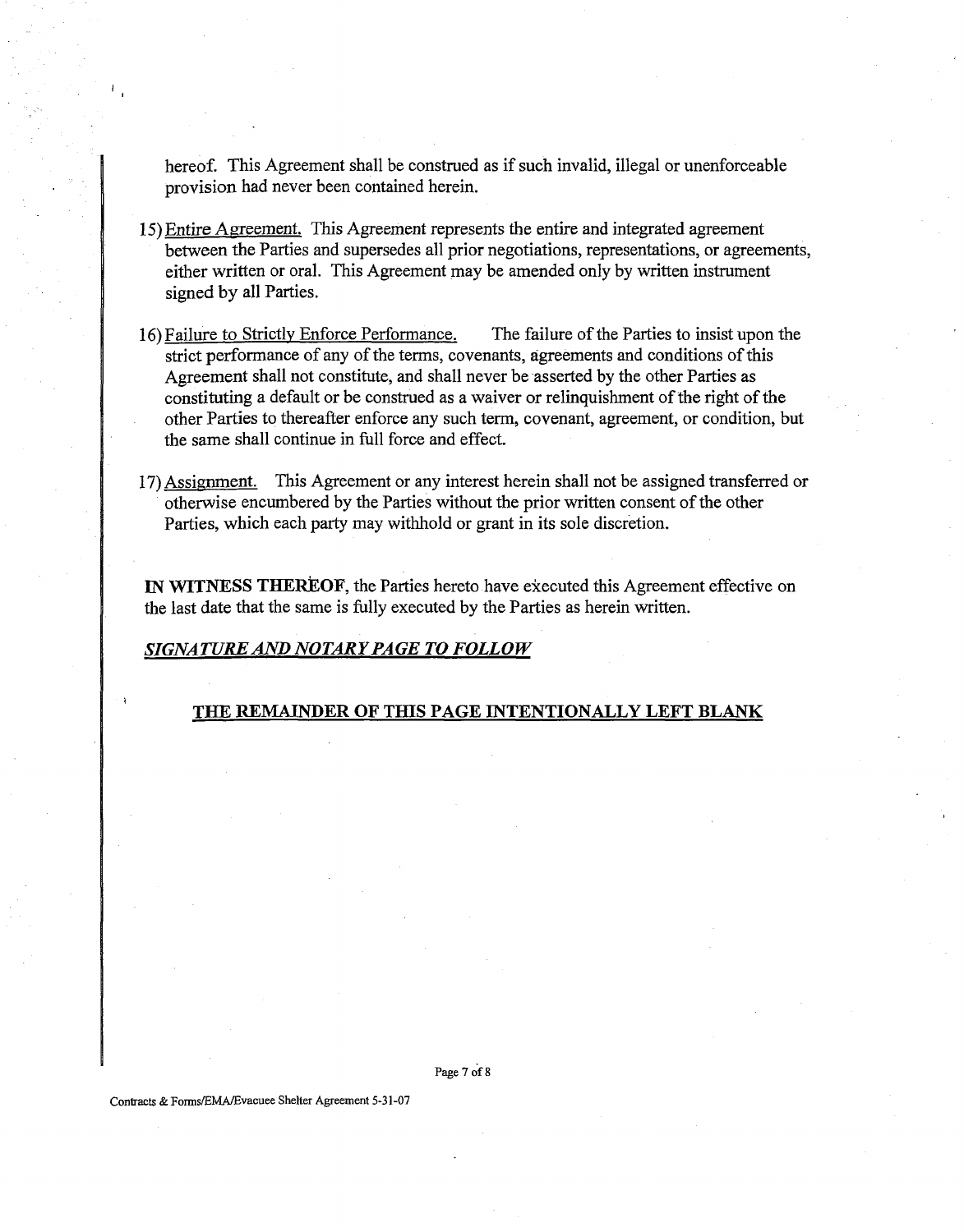hereof. This Agreement shall be construed as if such invalid, illegal or unenforceable provision had never been contained herein.

15) Entire Agreement. This Agreement represents the entire and integrated agreement between the Parties and supersedes all prior negotiations, representations, or agreements, either written or oral. This Agreement may be amended only by written instrument signed by all Parties.

16) Failure to Strictly Enforce Performance. The failure of the Parties to insist upon the strict performance of any of the terms, covenants, agreements and conditions of this Agreement shall not constitute, and shall never be asserted by the other Parties as constituting a default or be construed as a waiver or relinquishment of the right of the other Parties to thereafter enforce any such term, covenant, agreement, or condition, but the same shall continue in full force and effect.

17) Assignment. This Agreement or any interest herein shall not be assigned transferred or otherwise encumbered by the Parties without the prior written consent of the other Parties, which each party may withhold or grant in its sole discretion.

**IN WITNESS THEREOF**, the Parties hereto have executed this Agreement effective on the last date that the same is fully executed by the Parties as herein written.

***SIGNATURE AND NOTARY PAGE TO FOLLOW***

**THE REMAINDER OF THIS PAGE INTENTIONALLY LEFT BLANK**

Contracts & Forms/EMA/Evacuee Shelter Agreement 5-31-07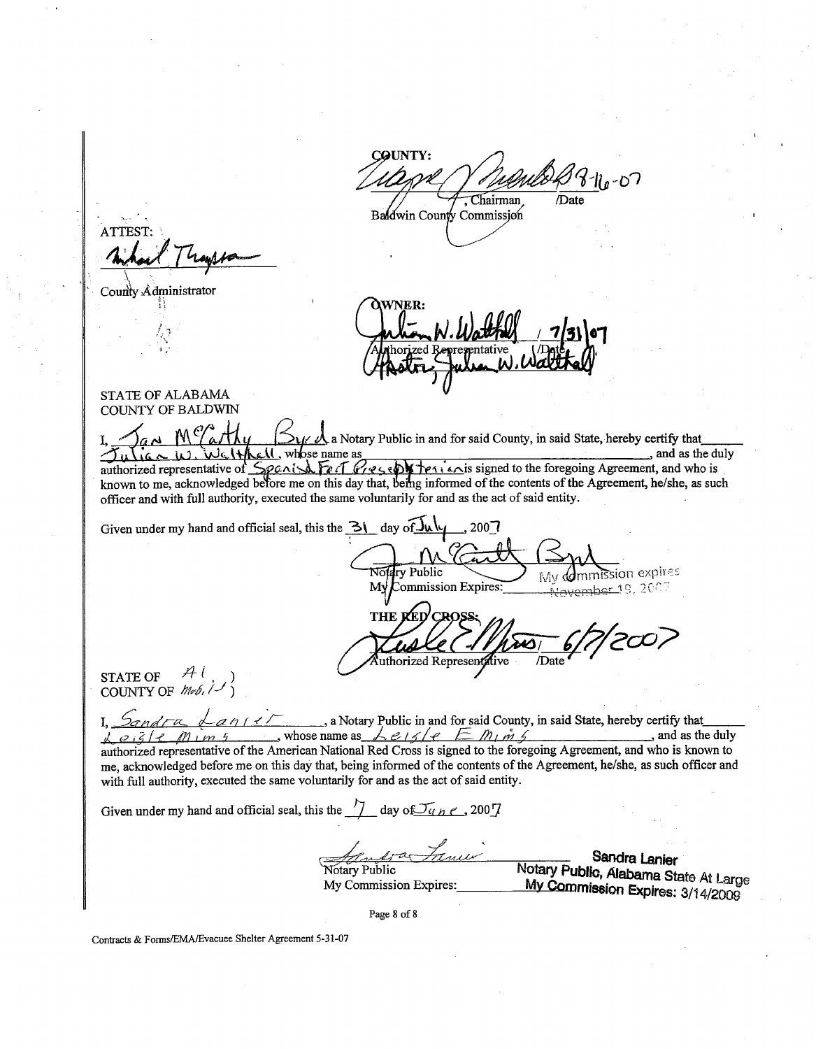**COUNTY:**

[signature] 8-16-07

_______________, Chairman /Date
Baldwin County Commission

ATTEST:

[signature]

County Administrator

**OWNER:**

[signature] Julian W. Walthall 7/31/07

Authorized Representative /Date
Pastor, Julian W. Walthall

STATE OF ALABAMA
COUNTY OF BALDWIN

I, Jan McCarthy Byrd a Notary Public in and for said County, in said State, hereby certify that Julian W. Walthall, whose name as _______________, and as the duly authorized representative of Spanish Fort Presbyterian is signed to the foregoing Agreement, and who is known to me, acknowledged before me on this day that, being informed of the contents of the Agreement, he/she, as such officer and with full authority, executed the same voluntarily for and as the act of said entity.

Given under my hand and official seal, this the 31 day of July, 2007

[signature]
Notary Public
My Commission Expires: My commission expires November 19, 2007

**THE RED CROSS:**

[signature] 6/7/2007

Authorized Representative /Date

STATE OF Al. )
COUNTY OF Mobile )

I, Sandra Lanier, a Notary Public in and for said County, in said State, hereby certify that Leisle Mims, whose name as Leisle E Mims, and as the duly authorized representative of the American National Red Cross is signed to the foregoing Agreement, and who is known to me, acknowledged before me on this day that, being informed of the contents of the Agreement, he/she, as such officer and with full authority, executed the same voluntarily for and as the act of said entity.

Given under my hand and official seal, this the 7 day of June, 2007

[signature]
Notary Public
My Commission Expires:

**Sandra Lanier**
**Notary Public, Alabama State At Large**
**My Commission Expires: 3/14/2009**

Contracts & Forms/EMA/Evacuee Shelter Agreement 5-31-07